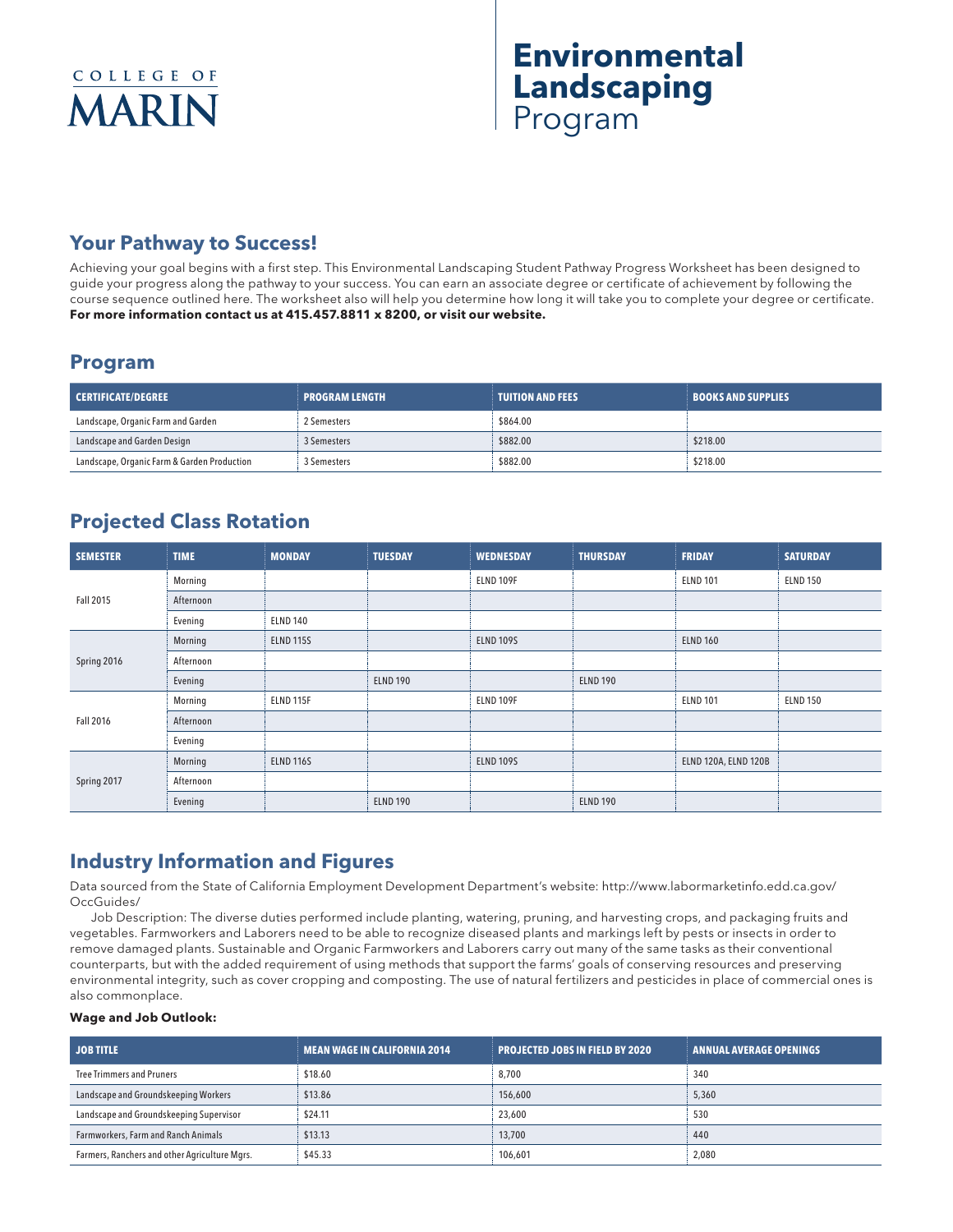COLLEGE OF MARIN

# Environmental Landscaping Program

## Your Pathway to Success!

Achieving your goal begins with a first step. This Environmental Landscaping Student Pathway Progress Worksheet has been designed to guide your progress along the pathway to your success. You can earn an associate degree or certificate of achievement by following the course sequence outlined here. The worksheet also will help you determine how long it will take you to complete your degree or certificate. **For more information contact us at 415.457.8811 x 8200, or visit our website.**

## Program

| CERTIFICATE/DEGREE | PROGRAM LENGTH | TUITION AND FEES | BOOKS AND SUPPLIES |
|---|---|---|---|
| Landscape, Organic Farm and Garden | 2 Semesters | $864.00 | |
| Landscape and Garden Design | 3 Semesters | $882.00 | $218.00 |
| Landscape, Organic Farm & Garden Production | 3 Semesters | $882.00 | $218.00 |

## Projected Class Rotation

| SEMESTER | TIME | MONDAY | TUESDAY | WEDNESDAY | THURSDAY | FRIDAY | SATURDAY |
|---|---|---|---|---|---|---|---|
| Fall 2015 | Morning | | | ELND 109F | | ELND 101 | ELND 150 |
| | Afternoon | | | | | | |
| | Evening | ELND 140 | | | | | |
| Spring 2016 | Morning | ELND 115S | | ELND 109S | | ELND 160 | |
| | Afternoon | | | | | | |
| | Evening | | ELND 190 | | ELND 190 | | |
| Fall 2016 | Morning | ELND 115F | | ELND 109F | | ELND 101 | ELND 150 |
| | Afternoon | | | | | | |
| | Evening | | | | | | |
| Spring 2017 | Morning | ELND 116S | | ELND 109S | | ELND 120A, ELND 120B | |
| | Afternoon | | | | | | |
| | Evening | | ELND 190 | | ELND 190 | | |

## Industry Information and Figures

Data sourced from the State of California Employment Development Department's website: http://www.labormarketinfo.edd.ca.gov/OccGuides/

Job Description: The diverse duties performed include planting, watering, pruning, and harvesting crops, and packaging fruits and vegetables. Farmworkers and Laborers need to be able to recognize diseased plants and markings left by pests or insects in order to remove damaged plants. Sustainable and Organic Farmworkers and Laborers carry out many of the same tasks as their conventional counterparts, but with the added requirement of using methods that support the farms' goals of conserving resources and preserving environmental integrity, such as cover cropping and composting. The use of natural fertilizers and pesticides in place of commercial ones is also commonplace.

**Wage and Job Outlook:**

| JOB TITLE | MEAN WAGE IN CALIFORNIA 2014 | PROJECTED JOBS IN FIELD BY 2020 | ANNUAL AVERAGE OPENINGS |
|---|---|---|---|
| Tree Trimmers and Pruners | $18.60 | 8,700 | 340 |
| Landscape and Groundskeeping Workers | $13.86 | 156,600 | 5,360 |
| Landscape and Groundskeeping Supervisor | $24.11 | 23,600 | 530 |
| Farmworkers, Farm and Ranch Animals | $13.13 | 13,700 | 440 |
| Farmers, Ranchers and other Agriculture Mgrs. | $45.33 | 106,601 | 2,080 |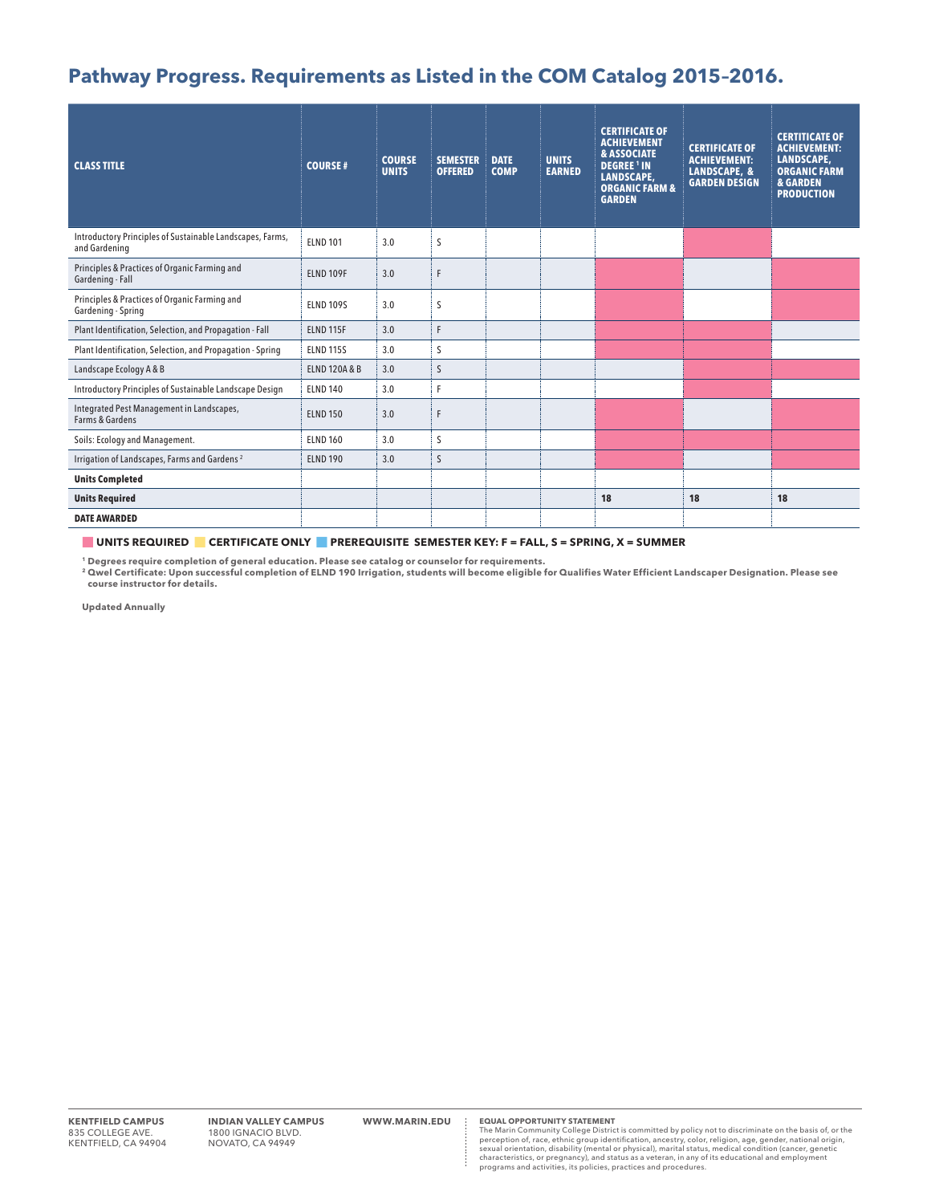## Pathway Progress. Requirements as Listed in the COM Catalog 2015–2016.

| CLASS TITLE | COURSE # | COURSE UNITS | SEMESTER OFFERED | DATE COMP | UNITS EARNED | CERTIFICATE OF ACHIEVEMENT & ASSOCIATE DEGREE [1] IN LANDSCAPE, ORGANIC FARM & GARDEN | CERTIFICATE OF ACHIEVEMENT: LANDSCAPE, & GARDEN DESIGN | CERTITICATE OF ACHIEVEMENT: LANDSCAPE, ORGANIC FARM & GARDEN PRODUCTION |
|---|---|---|---|---|---|---|---|---|
| Introductory Principles of Sustainable Landscapes, Farms, and Gardening | ELND 101 | 3.0 | S | | | | | |
| Principles & Practices of Organic Farming and Gardening - Fall | ELND 109F | 3.0 | F | | | | | |
| Principles & Practices of Organic Farming and Gardening - Spring | ELND 109S | 3.0 | S | | | | | |
| Plant Identification, Selection, and Propagation - Fall | ELND 115F | 3.0 | F | | | | | |
| Plant Identification, Selection, and Propagation - Spring | ELND 115S | 3.0 | S | | | | | |
| Landscape Ecology A & B | ELND 120A & B | 3.0 | S | | | | | |
| Introductory Principles of Sustainable Landscape Design | ELND 140 | 3.0 | F | | | | | |
| Integrated Pest Management in Landscapes, Farms & Gardens | ELND 150 | 3.0 | F | | | | | |
| Soils: Ecology and Management. | ELND 160 | 3.0 | S | | | | | |
| Irrigation of Landscapes, Farms and Gardens [2] | ELND 190 | 3.0 | S | | | | | |
| **Units Completed** | | | | | | | | |
| **Units Required** | | | | | | 18 | 18 | 18 |
| **DATE AWARDED** | | | | | | | | |

**UNITS REQUIRED CERTIFICATE ONLY PREREQUISITE SEMESTER KEY: F = FALL, S = SPRING, X = SUMMER**

[1] Degrees require completion of general education. Please see catalog or counselor for requirements.
[2] Qwel Certificate: Upon successful completion of ELND 190 Irrigation, students will become eligible for Qualifies Water Efficient Landscaper Designation. Please see course instructor for details.

Updated Annually